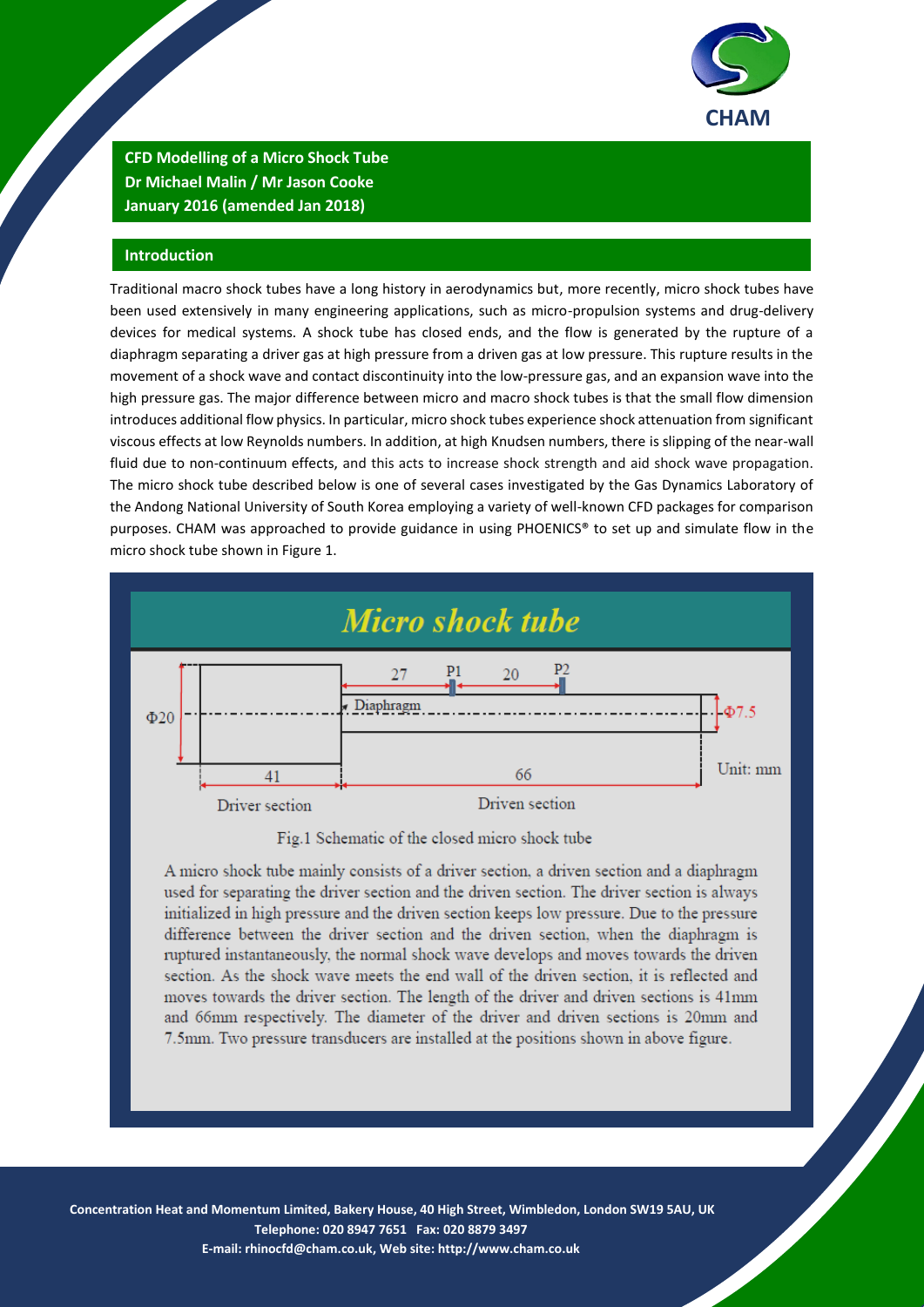**CFD Modelling of a Micro Shock Tube**
**Dr Michael Malin / Mr Jason Cooke**
**January 2016 (amended Jan 2018)**

## Introduction

Traditional macro shock tubes have a long history in aerodynamics but, more recently, micro shock tubes have been used extensively in many engineering applications, such as micro-propulsion systems and drug-delivery devices for medical systems. A shock tube has closed ends, and the flow is generated by the rupture of a diaphragm separating a driver gas at high pressure from a driven gas at low pressure. This rupture results in the movement of a shock wave and contact discontinuity into the low-pressure gas, and an expansion wave into the high pressure gas. The major difference between micro and macro shock tubes is that the small flow dimension introduces additional flow physics. In particular, micro shock tubes experience shock attenuation from significant viscous effects at low Reynolds numbers. In addition, at high Knudsen numbers, there is slipping of the near-wall fluid due to non-continuum effects, and this acts to increase shock strength and aid shock wave propagation. The micro shock tube described below is one of several cases investigated by the Gas Dynamics Laboratory of the Andong National University of South Korea employing a variety of well-known CFD packages for comparison purposes. CHAM was approached to provide guidance in using PHOENICS® to set up and simulate flow in the micro shock tube shown in Figure 1.

### Micro shock tube

Φ20 | 27 | P1 | 20 | P2 | Diaphragm | Φ7.5 | 41 | 66 | Unit: mm | Driver section | Driven section

Fig.1 Schematic of the closed micro shock tube

A micro shock tube mainly consists of a driver section, a driven section and a diaphragm used for separating the driver section and the driven section. The driver section is always initialized in high pressure and the driven section keeps low pressure. Due to the pressure difference between the driver section and the driven section, when the diaphragm is ruptured instantaneously, the normal shock wave develops and moves towards the driven section. As the shock wave meets the end wall of the driven section, it is reflected and moves towards the driver section. The length of the driver and driven sections is 41mm and 66mm respectively. The diameter of the driver and driven sections is 20mm and 7.5mm. Two pressure transducers are installed at the positions shown in above figure.

Concentration Heat and Momentum Limited, Bakery House, 40 High Street, Wimbledon, London SW19 5AU, UK
Telephone: 020 8947 7651 Fax: 020 8879 3497
E-mail: rhinocfd@cham.co.uk, Web site: http://www.cham.co.uk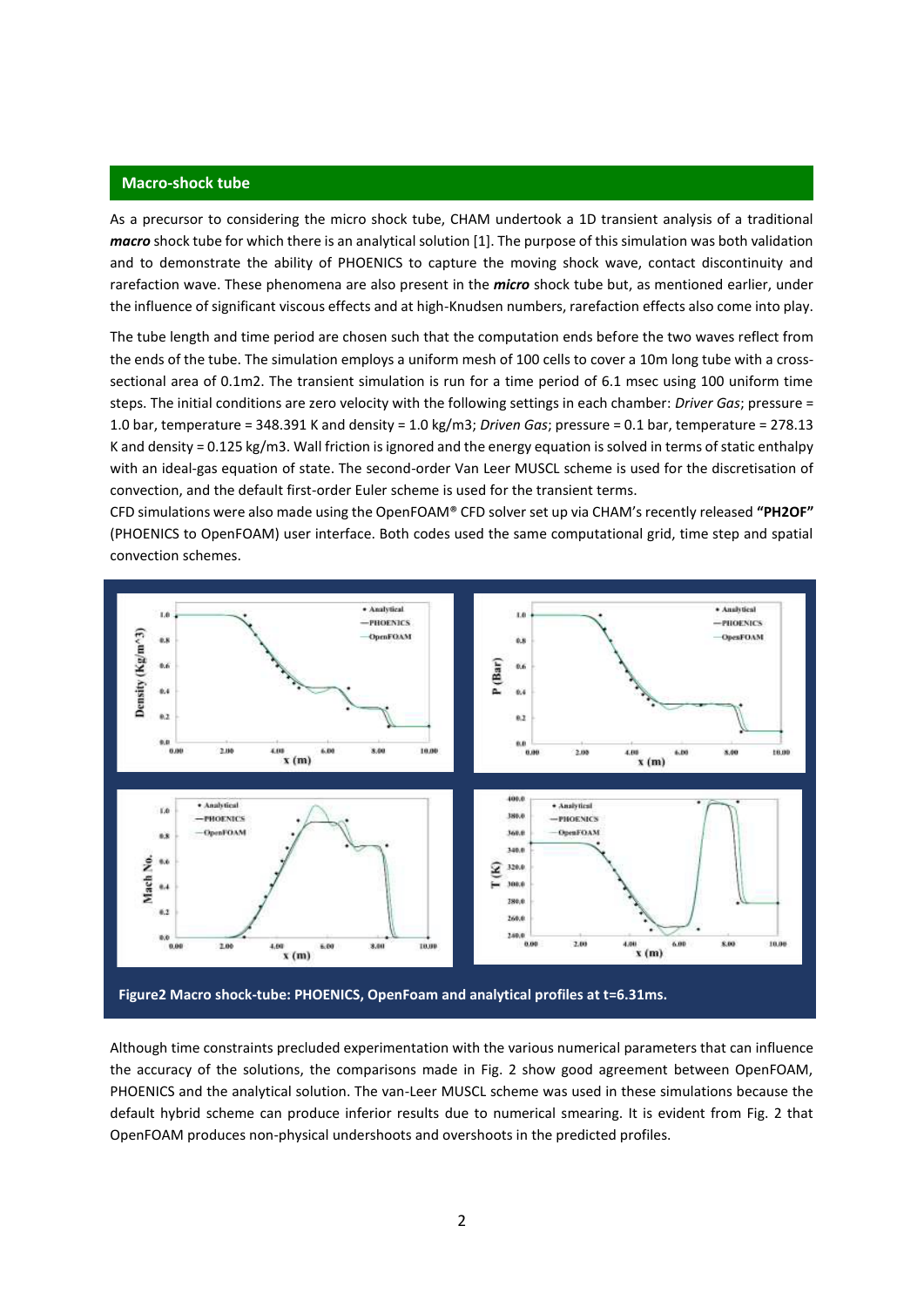## Macro-shock tube

As a precursor to considering the micro shock tube, CHAM undertook a 1D transient analysis of a traditional ***macro*** shock tube for which there is an analytical solution [1]. The purpose of this simulation was both validation and to demonstrate the ability of PHOENICS to capture the moving shock wave, contact discontinuity and rarefaction wave. These phenomena are also present in the ***micro*** shock tube but, as mentioned earlier, under the influence of significant viscous effects and at high-Knudsen numbers, rarefaction effects also come into play.

The tube length and time period are chosen such that the computation ends before the two waves reflect from the ends of the tube. The simulation employs a uniform mesh of 100 cells to cover a 10m long tube with a cross-sectional area of 0.1m2. The transient simulation is run for a time period of 6.1 msec using 100 uniform time steps. The initial conditions are zero velocity with the following settings in each chamber: *Driver Gas*; pressure = 1.0 bar, temperature = 348.391 K and density = 1.0 kg/m3; *Driven Gas*; pressure = 0.1 bar, temperature = 278.13 K and density = 0.125 kg/m3. Wall friction is ignored and the energy equation is solved in terms of static enthalpy with an ideal-gas equation of state. The second-order Van Leer MUSCL scheme is used for the discretisation of convection, and the default first-order Euler scheme is used for the transient terms.

CFD simulations were also made using the OpenFOAM® CFD solver set up via CHAM's recently released **"PH2OF"** (PHOENICS to OpenFOAM) user interface. Both codes used the same computational grid, time step and spatial convection schemes.

**Figure2 Macro shock-tube: PHOENICS, OpenFoam and analytical profiles at t=6.31ms.**

Although time constraints precluded experimentation with the various numerical parameters that can influence the accuracy of the solutions, the comparisons made in Fig. 2 show good agreement between OpenFOAM, PHOENICS and the analytical solution. The van-Leer MUSCL scheme was used in these simulations because the default hybrid scheme can produce inferior results due to numerical smearing. It is evident from Fig. 2 that OpenFOAM produces non-physical undershoots and overshoots in the predicted profiles.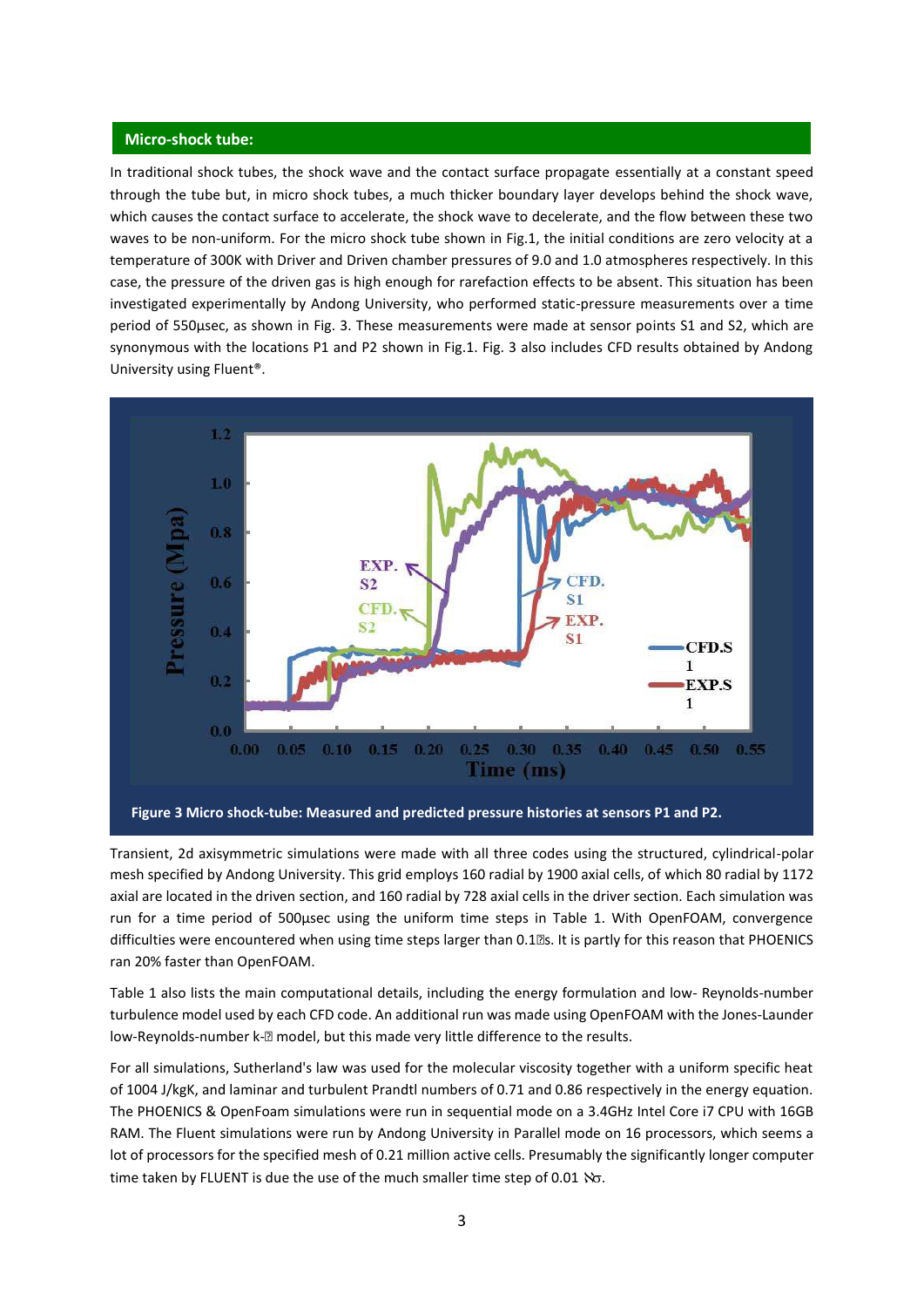## Micro-shock tube:

In traditional shock tubes, the shock wave and the contact surface propagate essentially at a constant speed through the tube but, in micro shock tubes, a much thicker boundary layer develops behind the shock wave, which causes the contact surface to accelerate, the shock wave to decelerate, and the flow between these two waves to be non-uniform. For the micro shock tube shown in Fig.1, the initial conditions are zero velocity at a temperature of 300K with Driver and Driven chamber pressures of 9.0 and 1.0 atmospheres respectively. In this case, the pressure of the driven gas is high enough for rarefaction effects to be absent. This situation has been investigated experimentally by Andong University, who performed static-pressure measurements over a time period of 550µsec, as shown in Fig. 3. These measurements were made at sensor points S1 and S2, which are synonymous with the locations P1 and P2 shown in Fig.1. Fig. 3 also includes CFD results obtained by Andong University using Fluent®.

**Figure 3 Micro shock-tube: Measured and predicted pressure histories at sensors P1 and P2.**

Transient, 2d axisymmetric simulations were made with all three codes using the structured, cylindrical-polar mesh specified by Andong University. This grid employs 160 radial by 1900 axial cells, of which 80 radial by 1172 axial are located in the driven section, and 160 radial by 728 axial cells in the driver section. Each simulation was run for a time period of 500µsec using the uniform time steps in Table 1. With OpenFOAM, convergence difficulties were encountered when using time steps larger than 0.1µs. It is partly for this reason that PHOENICS ran 20% faster than OpenFOAM.

Table 1 also lists the main computational details, including the energy formulation and low- Reynolds-number turbulence model used by each CFD code. An additional run was made using OpenFOAM with the Jones-Launder low-Reynolds-number k-ε model, but this made very little difference to the results.

For all simulations, Sutherland's law was used for the molecular viscosity together with a uniform specific heat of 1004 J/kgK, and laminar and turbulent Prandtl numbers of 0.71 and 0.86 respectively in the energy equation. The PHOENICS & OpenFoam simulations were run in sequential mode on a 3.4GHz Intel Core i7 CPU with 16GB RAM. The Fluent simulations were run by Andong University in Parallel mode on 16 processors, which seems a lot of processors for the specified mesh of 0.21 million active cells. Presumably the significantly longer computer time taken by FLUENT is due the use of the much smaller time step of 0.01 µs.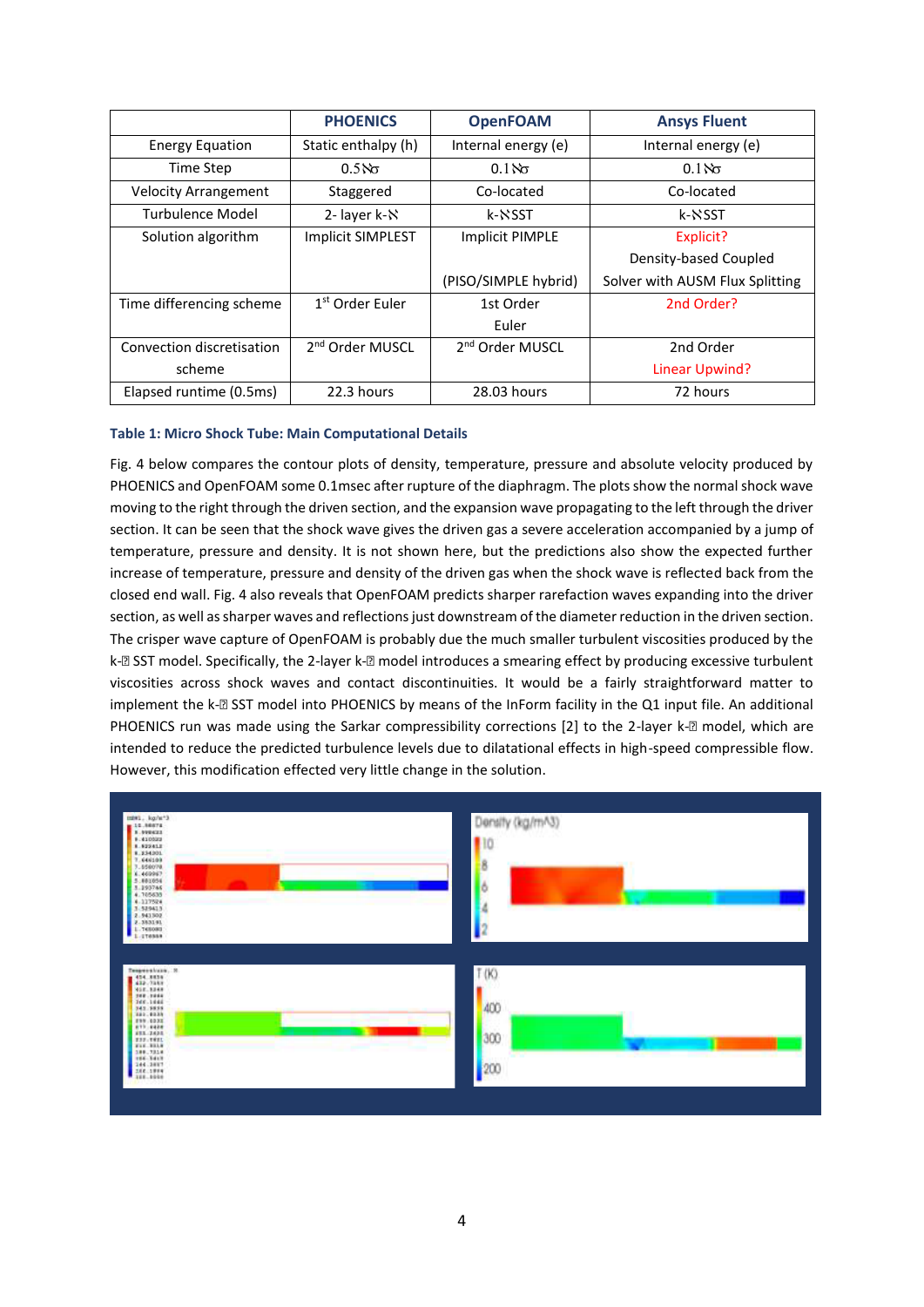| | PHOENICS | OpenFOAM | Ansys Fluent |
|---|---|---|---|
| Energy Equation | Static enthalpy (h) | Internal energy (e) | Internal energy (e) |
| Time Step | 0.5ℵσ | 0.1ℵσ | 0.1ℵσ |
| Velocity Arrangement | Staggered | Co-located | Co-located |
| Turbulence Model | 2- layer k-ℵ | k-ℵSST | k-ℵSST |
| Solution algorithm | Implicit SIMPLEST | Implicit PIMPLE (PISO/SIMPLE hybrid) | Explicit? Density-based Coupled Solver with AUSM Flux Splitting |
| Time differencing scheme | 1st Order Euler | 1st Order Euler | 2nd Order? |
| Convection discretisation scheme | 2nd Order MUSCL | 2nd Order MUSCL | 2nd Order Linear Upwind? |
| Elapsed runtime (0.5ms) | 22.3 hours | 28.03 hours | 72 hours |

**Table 1: Micro Shock Tube: Main Computational Details**

Fig. 4 below compares the contour plots of density, temperature, pressure and absolute velocity produced by PHOENICS and OpenFOAM some 0.1msec after rupture of the diaphragm. The plots show the normal shock wave moving to the right through the driven section, and the expansion wave propagating to the left through the driver section. It can be seen that the shock wave gives the driven gas a severe acceleration accompanied by a jump of temperature, pressure and density. It is not shown here, but the predictions also show the expected further increase of temperature, pressure and density of the driven gas when the shock wave is reflected back from the closed end wall. Fig. 4 also reveals that OpenFOAM predicts sharper rarefaction waves expanding into the driver section, as well as sharper waves and reflections just downstream of the diameter reduction in the driven section. The crisper wave capture of OpenFOAM is probably due the much smaller turbulent viscosities produced by the k-� SST model. Specifically, the 2-layer k-� model introduces a smearing effect by producing excessive turbulent viscosities across shock waves and contact discontinuities. It would be a fairly straightforward matter to implement the k-� SST model into PHOENICS by means of the InForm facility in the Q1 input file. An additional PHOENICS run was made using the Sarkar compressibility corrections [2] to the 2-layer k-� model, which are intended to reduce the predicted turbulence levels due to dilatational effects in high-speed compressible flow. However, this modification effected very little change in the solution.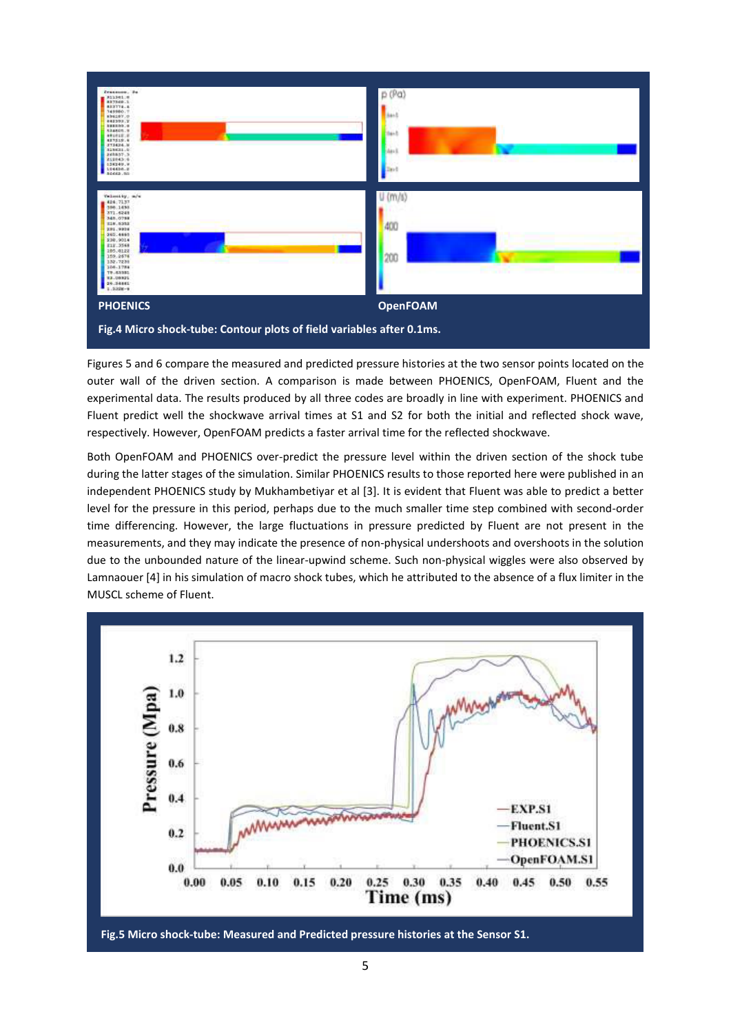PHOENICS

OpenFOAM

**Fig.4 Micro shock-tube: Contour plots of field variables after 0.1ms.**

Figures 5 and 6 compare the measured and predicted pressure histories at the two sensor points located on the outer wall of the driven section. A comparison is made between PHOENICS, OpenFOAM, Fluent and the experimental data. The results produced by all three codes are broadly in line with experiment. PHOENICS and Fluent predict well the shockwave arrival times at S1 and S2 for both the initial and reflected shock wave, respectively. However, OpenFOAM predicts a faster arrival time for the reflected shockwave.

Both OpenFOAM and PHOENICS over-predict the pressure level within the driven section of the shock tube during the latter stages of the simulation. Similar PHOENICS results to those reported here were published in an independent PHOENICS study by Mukhambetiyar et al [3]. It is evident that Fluent was able to predict a better level for the pressure in this period, perhaps due to the much smaller time step combined with second-order time differencing. However, the large fluctuations in pressure predicted by Fluent are not present in the measurements, and they may indicate the presence of non-physical undershoots and overshoots in the solution due to the unbounded nature of the linear-upwind scheme. Such non-physical wiggles were also observed by Lamnaouer [4] in his simulation of macro shock tubes, which he attributed to the absence of a flux limiter in the MUSCL scheme of Fluent.

**Fig.5 Micro shock-tube: Measured and Predicted pressure histories at the Sensor S1.**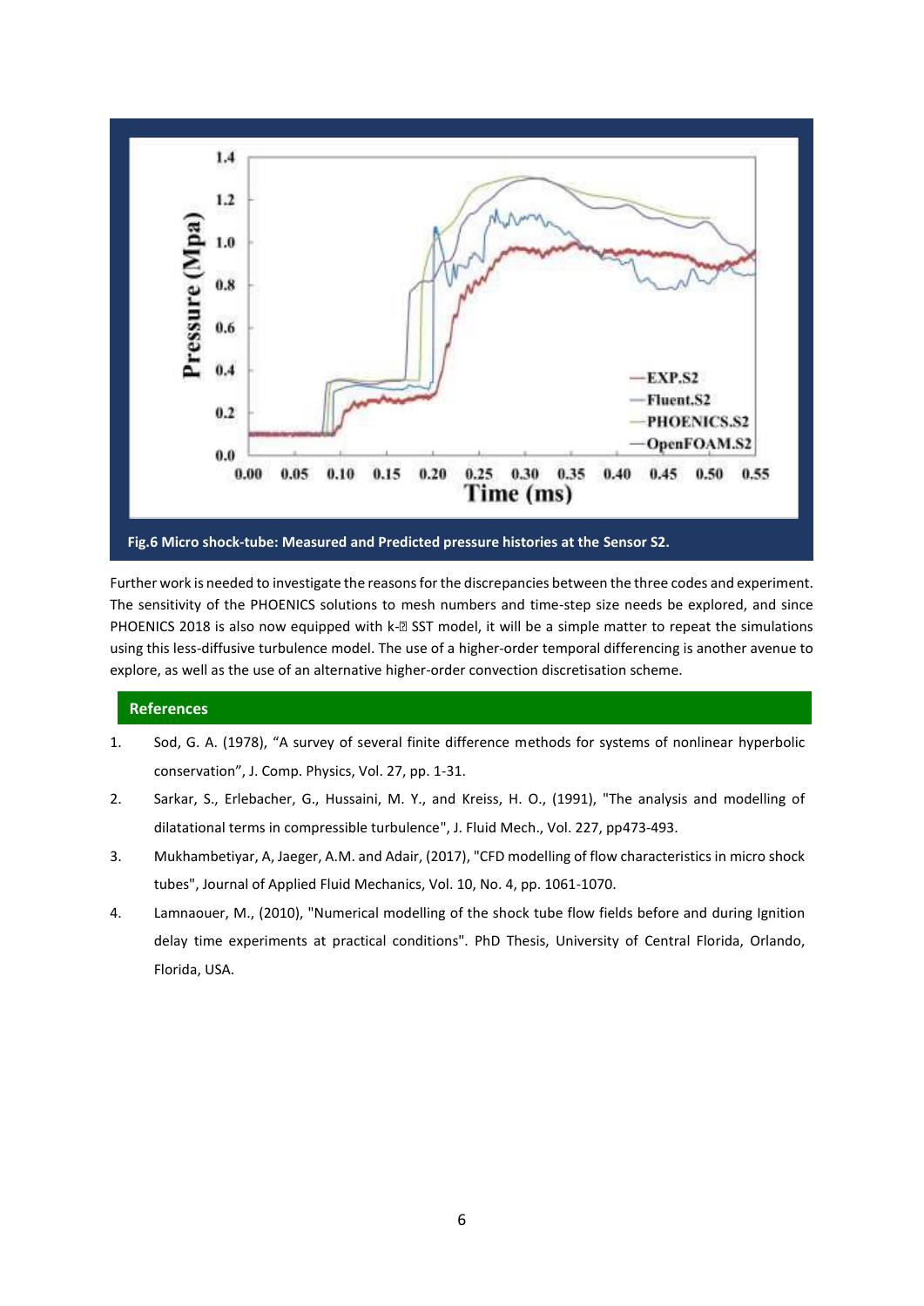Pressure (Mpa)

1.4
1.2
1.0
0.8
0.6
0.4
0.2
0.0

0.00 0.05 0.10 0.15 0.20 0.25 0.30 0.35 0.40 0.45 0.50 0.55

Time (ms)

EXP.S2
Fluent.S2
PHOENICS.S2
OpenFOAM.S2

**Fig.6 Micro shock-tube: Measured and Predicted pressure histories at the Sensor S2.**

Further work is needed to investigate the reasons for the discrepancies between the three codes and experiment. The sensitivity of the PHOENICS solutions to mesh numbers and time-step size needs be explored, and since PHOENICS 2018 is also now equipped with k-ω SST model, it will be a simple matter to repeat the simulations using this less-diffusive turbulence model. The use of a higher-order temporal differencing is another avenue to explore, as well as the use of an alternative higher-order convection discretisation scheme.

## References

1. Sod, G. A. (1978), "A survey of several finite difference methods for systems of nonlinear hyperbolic conservation", J. Comp. Physics, Vol. 27, pp. 1-31.
2. Sarkar, S., Erlebacher, G., Hussaini, M. Y., and Kreiss, H. O., (1991), "The analysis and modelling of dilatational terms in compressible turbulence", J. Fluid Mech., Vol. 227, pp473-493.
3. Mukhambetiyar, A, Jaeger, A.M. and Adair, (2017), "CFD modelling of flow characteristics in micro shock tubes", Journal of Applied Fluid Mechanics, Vol. 10, No. 4, pp. 1061-1070.
4. Lamnaouer, M., (2010), "Numerical modelling of the shock tube flow fields before and during Ignition delay time experiments at practical conditions". PhD Thesis, University of Central Florida, Orlando, Florida, USA.